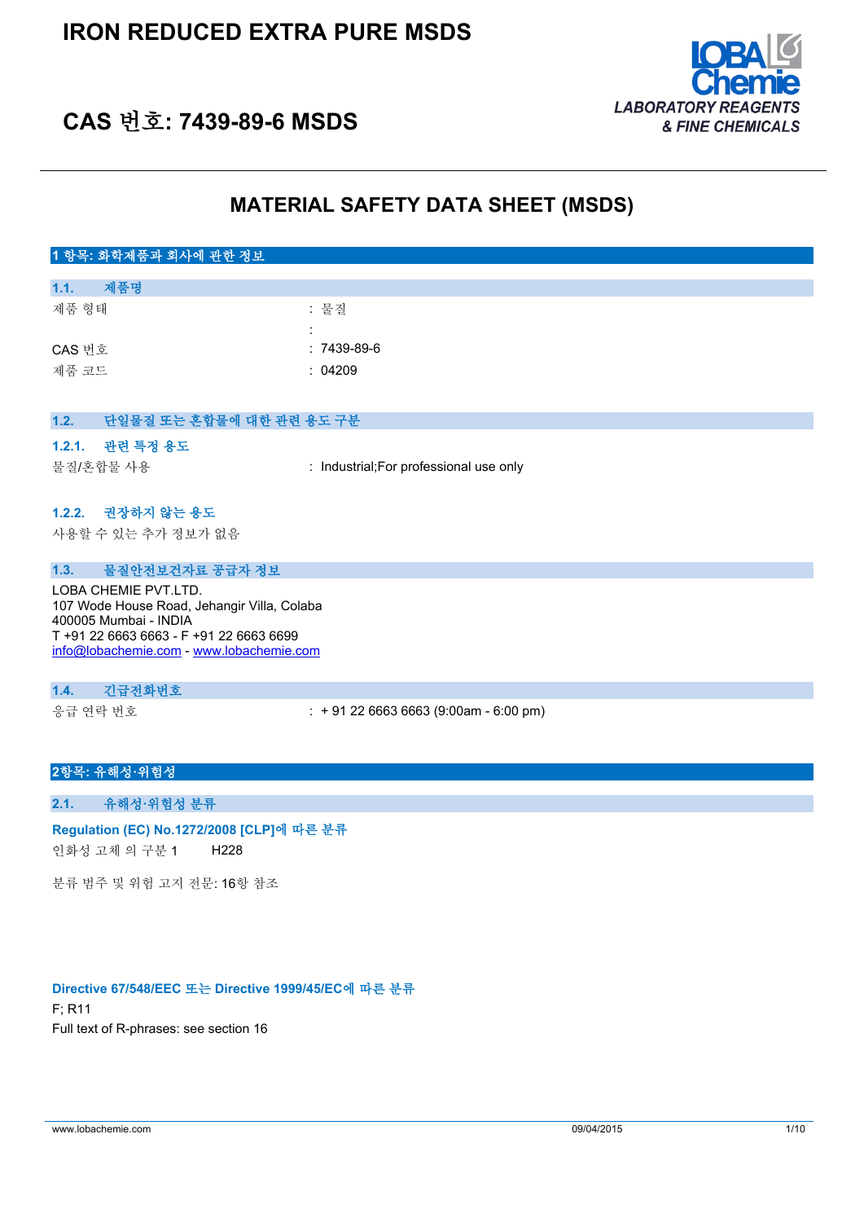# IRON REDUCED EXTRA PURE MSDS

## CAS 번호: 7439-89-6 MSDS

LOBA Chemie
LABORATORY REAGENTS & FINE CHEMICALS

## MATERIAL SAFETY DATA SHEET (MSDS)

### 1 항목: 화학제품과 회사에 관한 정보

#### 1.1. 제품명

| | | |
|---|---|---|
| 제품 형태 | : | 물질 |
| | : | |
| CAS 번호 | : | 7439-89-6 |
| 제품 코드 | : | 04209 |

#### 1.2. 단일물질 또는 혼합물에 대한 관련 용도 구분

##### 1.2.1. 관련 특정 용도

물질/혼합물 사용 : Industrial;For professional use only

##### 1.2.2. 권장하지 않는 용도

사용할 수 있는 추가 정보가 없음

#### 1.3. 물질안전보건자료 공급자 정보

LOBA CHEMIE PVT.LTD.
107 Wode House Road, Jehangir Villa, Colaba
400005 Mumbai - INDIA
T +91 22 6663 6663 - F +91 22 6663 6699
info@lobachemie.com - www.lobachemie.com

#### 1.4. 긴급전화번호

응급 연락 번호 : + 91 22 6663 6663 (9:00am - 6:00 pm)

### 2항목: 유해성·위험성

#### 2.1. 유해성·위험성 분류

**Regulation (EC) No.1272/2008 [CLP]에 따른 분류**

인화성 고체 의 구분 1 H228

분류 범주 및 위험 고지 전문: 16항 참조

**Directive 67/548/EEC 또는 Directive 1999/45/EC에 따른 분류**

F; R11

Full text of R-phrases: see section 16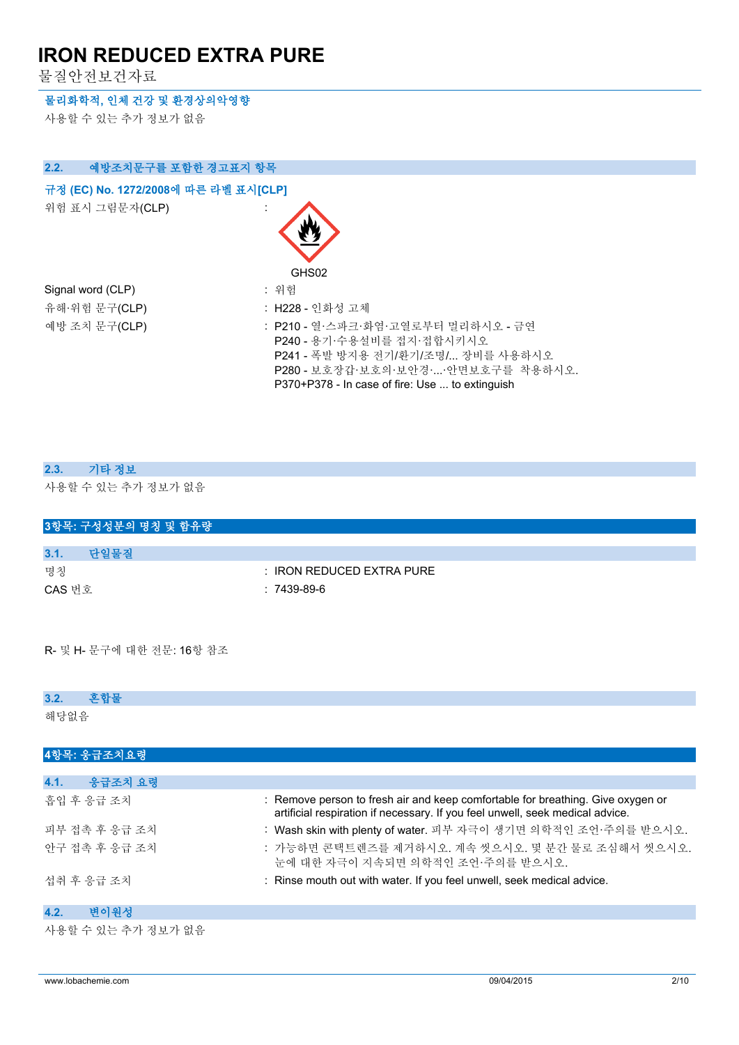### 물리화학적, 인체 건강 및 환경상의악영향

사용할 수 있는 추가 정보가 없음

## 2.2. 예방조치문구를 포함한 경고표지 항목

### 규정 (EC) No. 1272/2008에 따른 라벨 표시[CLP]

| | | |
|---|---|---|
| 위험 표시 그림문자(CLP) | : | GHS02 |
| Signal word (CLP) | : | 위험 |
| 유해·위험 문구(CLP) | : | H228 - 인화성 고체 |
| 예방 조치 문구(CLP) | : | P210 - 열·스파크·화염·고열로부터 멀리하시오 - 금연<br>P240 - 용기·수용설비를 접지·접합시키시오<br>P241 - 폭발 방지용 전기/환기/조명/... 장비를 사용하시오<br>P280 - 보호장갑·보호의·보안경·...·안면보호구를 착용하시오.<br>P370+P378 - In case of fire: Use ... to extinguish |

## 2.3. 기타 정보

사용할 수 있는 추가 정보가 없음

# 3항목: 구성성분의 명칭 및 함유량

## 3.1. 단일물질

| | | |
|---|---|---|
| 명칭 | : | IRON REDUCED EXTRA PURE |
| CAS 번호 | : | 7439-89-6 |

R- 및 H- 문구에 대한 전문: 16항 참조

## 3.2. 혼합물

해당없음

# 4항목: 응급조치요령

## 4.1. 응급조치 요령

| | | |
|---|---|---|
| 흡입 후 응급 조치 | : | Remove person to fresh air and keep comfortable for breathing. Give oxygen or artificial respiration if necessary. If you feel unwell, seek medical advice. |
| 피부 접촉 후 응급 조치 | : | Wash skin with plenty of water. 피부 자극이 생기면 의학적인 조언·주의를 받으시오. |
| 안구 접촉 후 응급 조치 | : | 가능하면 콘택트렌즈를 제거하시오. 계속 씻으시오. 몇 분간 물로 조심해서 씻으시오. 눈에 대한 자극이 지속되면 의학적인 조언·주의를 받으시오. |
| 섭취 후 응급 조치 | : | Rinse mouth out with water. If you feel unwell, seek medical advice. |

## 4.2. 변이원성

사용할 수 있는 추가 정보가 없음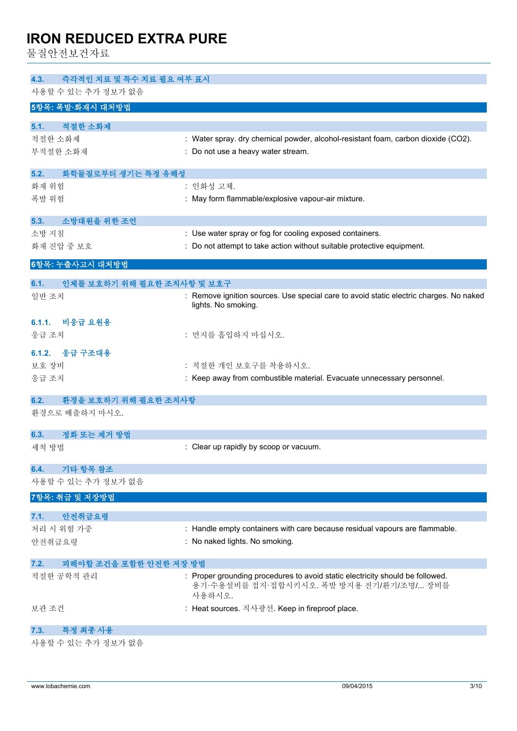### 4.3. 즉각적인 치료 및 특수 치료 필요 여부 표시

사용할 수 있는 추가 정보가 없음

## 5항목: 폭발·화재시 대처방법

### 5.1. 적절한 소화제

| | |
|---|---|
| 적절한 소화제 | : Water spray. dry chemical powder, alcohol-resistant foam, carbon dioxide ($CO_2$). |
| 부적절한 소화제 | : Do not use a heavy water stream. |

### 5.2. 화학물질로부터 생기는 특정 유해성

| | |
|---|---|
| 화재 위험 | : 인화성 고체. |
| 폭발 위험 | : May form flammable/explosive vapour-air mixture. |

### 5.3. 소방대원을 위한 조언

| | |
|---|---|
| 소방 지침 | : Use water spray or fog for cooling exposed containers. |
| 화재 진압 중 보호 | : Do not attempt to take action without suitable protective equipment. |

## 6항목: 누출사고시 대처방법

### 6.1. 인체를 보호하기 위해 필요한 조치사항 및 보호구

| | |
|---|---|
| 일반 조치 | : Remove ignition sources. Use special care to avoid static electric charges. No naked lights. No smoking. |

#### 6.1.1. 비응급 요원용

| | |
|---|---|
| 응급 조치 | : 먼지를 흡입하지 마십시오. |

#### 6.1.2. 응급 구조대용

| | |
|---|---|
| 보호 장비 | : 적절한 개인 보호구를 착용하시오. |
| 응급 조치 | : Keep away from combustible material. Evacuate unnecessary personnel. |

### 6.2. 환경을 보호하기 위해 필요한 조치사항

환경으로 배출하지 마시오.

### 6.3. 정화 또는 제거 방법

| | |
|---|---|
| 세척 방법 | : Clear up rapidly by scoop or vacuum. |

### 6.4. 기타 항목 참조

사용할 수 있는 추가 정보가 없음

## 7항목: 취급 및 저장방법

### 7.1. 안전취급요령

| | |
|---|---|
| 처리 시 위험 가중 | : Handle empty containers with care because residual vapours are flammable. |
| 안전취급요령 | : No naked lights. No smoking. |

### 7.2. 피해야할 조건을 포함한 안전한 저장 방법

| | |
|---|---|
| 적절한 공학적 관리 | : Proper grounding procedures to avoid static electricity should be followed. 용기·수용설비를 접지·접합시키시오. 폭발 방지용 전기/환기/조명/... 장비를 사용하시오. |
| 보관 조건 | : Heat sources. 직사광선. Keep in fireproof place. |

### 7.3. 특정 최종 사용

사용할 수 있는 추가 정보가 없음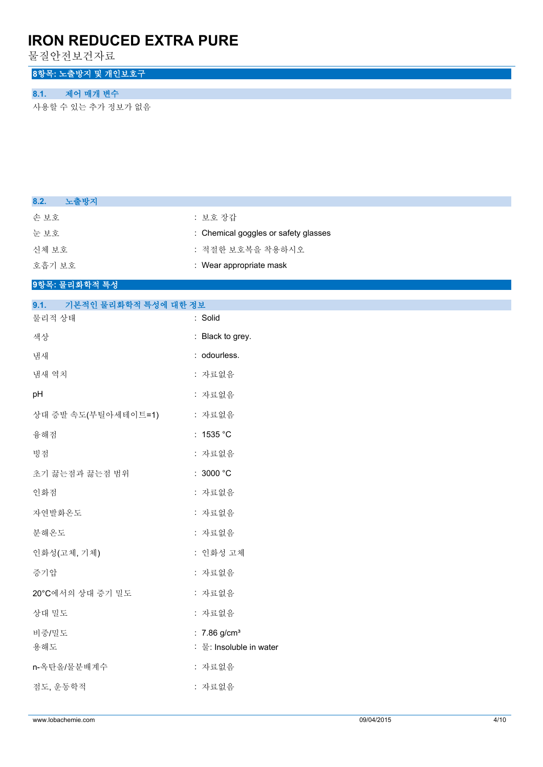## 8항목: 노출방지 및 개인보호구

### 8.1. 제어 매개 변수

사용할 수 있는 추가 정보가 없음

### 8.2. 노출방지

| | |
|---|---|
| 손 보호 | : 보호 장갑 |
| 눈 보호 | : Chemical goggles or safety glasses |
| 신체 보호 | : 적절한 보호복을 착용하시오 |
| 호흡기 보호 | : Wear appropriate mask |

## 9항목: 물리화학적 특성

### 9.1. 기본적인 물리화학적 특성에 대한 정보

| | |
|---|---|
| 물리적 상태 | : Solid |
| 색상 | : Black to grey. |
| 냄새 | : odourless. |
| 냄새 역치 | : 자료없음 |
| pH | : 자료없음 |
| 상대 증발 속도(부틸아세테이트=1) | : 자료없음 |
| 융해점 | : 1535 °C |
| 빙점 | : 자료없음 |
| 초기 끓는점과 끓는점 범위 | : 3000 °C |
| 인화점 | : 자료없음 |
| 자연발화온도 | : 자료없음 |
| 분해온도 | : 자료없음 |
| 인화성(고체, 기체) | : 인화성 고체 |
| 증기압 | : 자료없음 |
| 20°C에서의 상대 증기 밀도 | : 자료없음 |
| 상대 밀도 | : 자료없음 |
| 비중/밀도 | : 7.86 g/cm³ |
| 용해도 | : 물: Insoluble in water |
| n-옥탄올/물분배계수 | : 자료없음 |
| 점도, 운동학적 | : 자료없음 |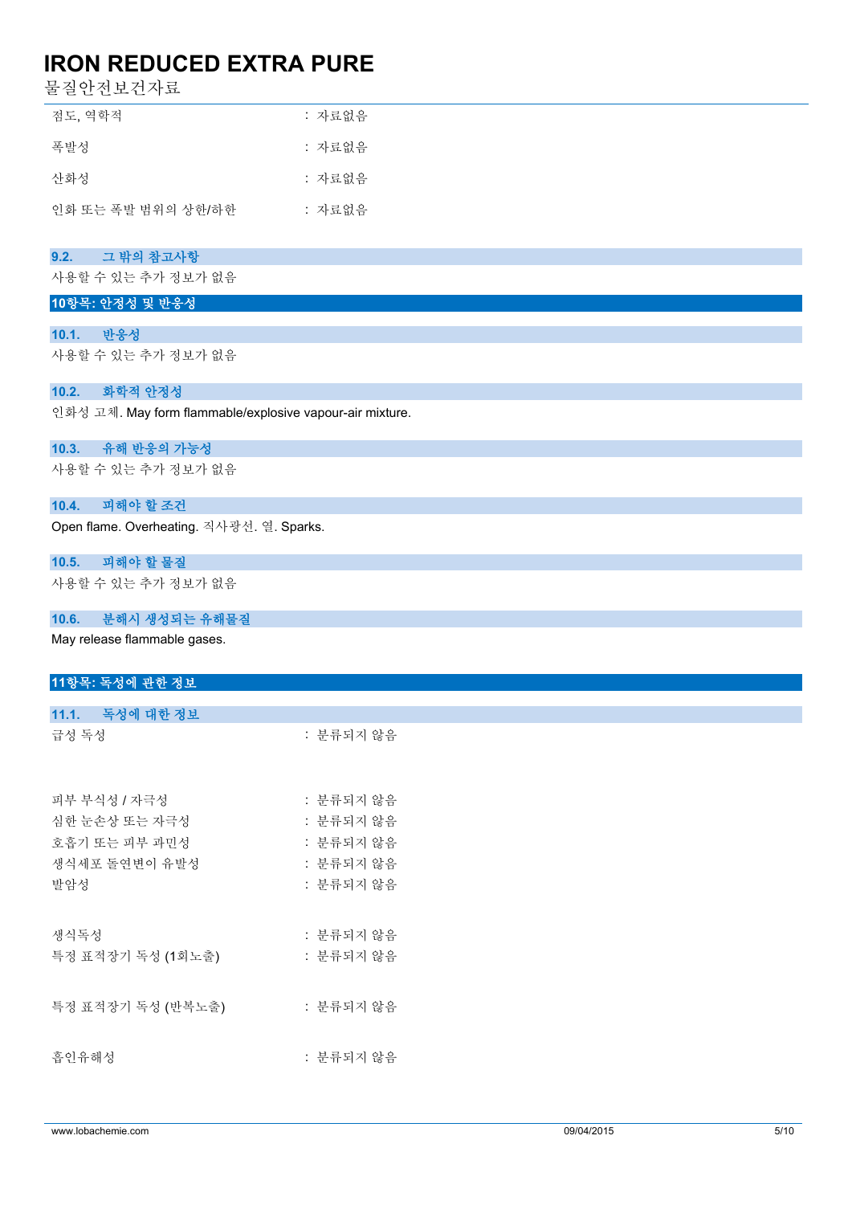점도, 역학적 : 자료없음

폭발성 : 자료없음

산화성 : 자료없음

인화 또는 폭발 범위의 상한/하한 : 자료없음

### 9.2. 그 밖의 참고사항

사용할 수 있는 추가 정보가 없음

## 10항목: 안정성 및 반응성

### 10.1. 반응성

사용할 수 있는 추가 정보가 없음

### 10.2. 화학적 안정성

인화성 고체. May form flammable/explosive vapour-air mixture.

### 10.3. 유해 반응의 가능성

사용할 수 있는 추가 정보가 없음

### 10.4. 피해야 할 조건

Open flame. Overheating. 직사광선. 열. Sparks.

### 10.5. 피해야 할 물질

사용할 수 있는 추가 정보가 없음

### 10.6. 분해시 생성되는 유해물질

May release flammable gases.

## 11항목: 독성에 관한 정보

### 11.1. 독성에 대한 정보

급성 독성 : 분류되지 않음

피부 부식성 / 자극성 : 분류되지 않음

심한 눈손상 또는 자극성 : 분류되지 않음

호흡기 또는 피부 과민성 : 분류되지 않음

생식세포 돌연변이 유발성 : 분류되지 않음

발암성 : 분류되지 않음

생식독성 : 분류되지 않음

특정 표적장기 독성 (1회노출) : 분류되지 않음

특정 표적장기 독성 (반복노출) : 분류되지 않음

흡인유해성 : 분류되지 않음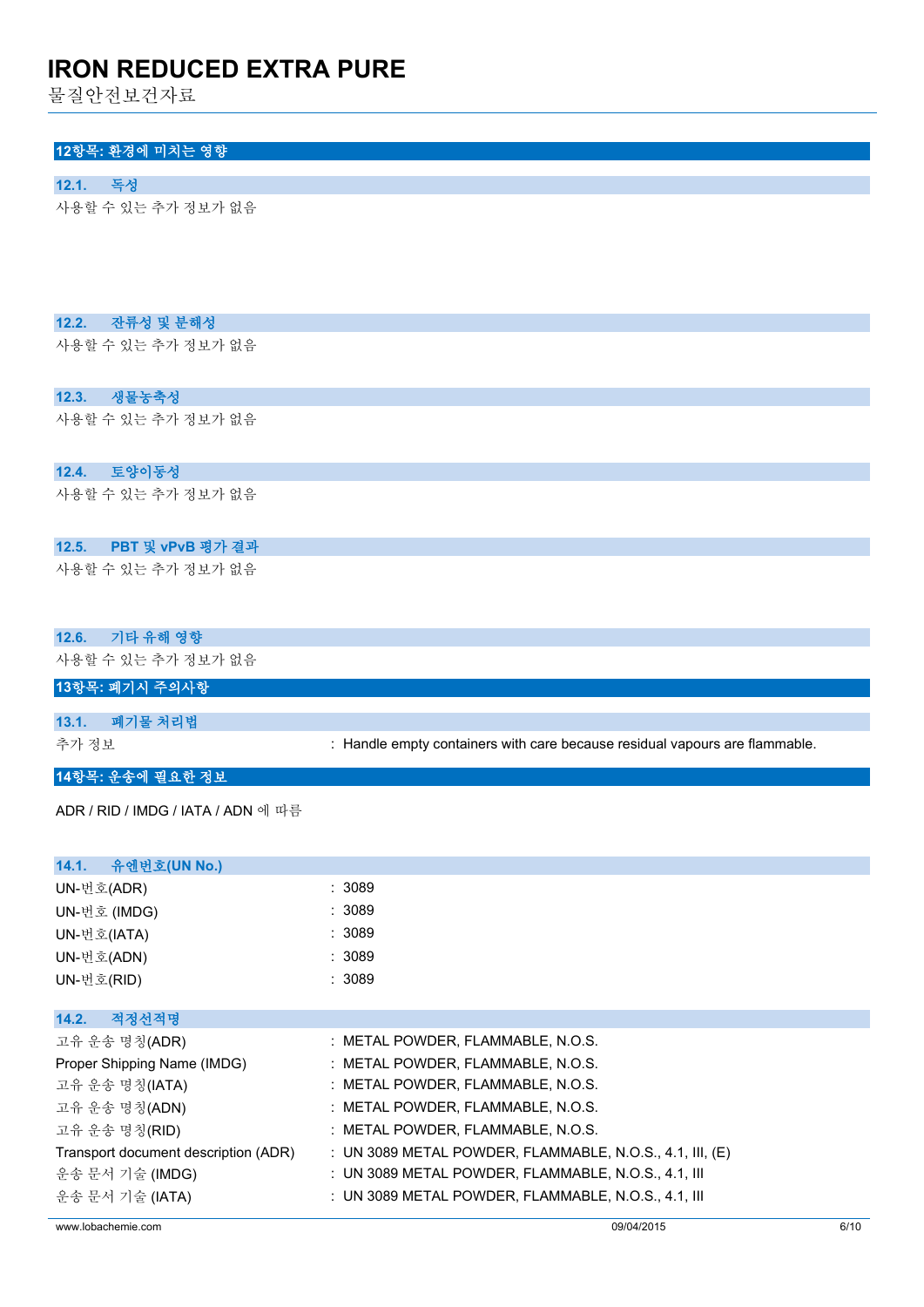## 12항목: 환경에 미치는 영향

### 12.1. 독성

사용할 수 있는 추가 정보가 없음

### 12.2. 잔류성 및 분해성

사용할 수 있는 추가 정보가 없음

### 12.3. 생물농축성

사용할 수 있는 추가 정보가 없음

### 12.4. 토양이동성

사용할 수 있는 추가 정보가 없음

### 12.5. PBT 및 vPvB 평가 결과

사용할 수 있는 추가 정보가 없음

### 12.6. 기타 유해 영향

사용할 수 있는 추가 정보가 없음

## 13항목: 폐기시 주의사항

### 13.1. 폐기물 처리법

| | |
|---|---|
| 추가 정보 | : Handle empty containers with care because residual vapours are flammable. |

## 14항목: 운송에 필요한 정보

ADR / RID / IMDG / IATA / ADN 에 따름

### 14.1. 유엔번호(UN No.)

| | |
|---|---|
| UN-번호(ADR) | : 3089 |
| UN-번호 (IMDG) | : 3089 |
| UN-번호(IATA) | : 3089 |
| UN-번호(ADN) | : 3089 |
| UN-번호(RID) | : 3089 |

### 14.2. 적정선적명

| | |
|---|---|
| 고유 운송 명칭(ADR) | : METAL POWDER, FLAMMABLE, N.O.S. |
| Proper Shipping Name (IMDG) | : METAL POWDER, FLAMMABLE, N.O.S. |
| 고유 운송 명칭(IATA) | : METAL POWDER, FLAMMABLE, N.O.S. |
| 고유 운송 명칭(ADN) | : METAL POWDER, FLAMMABLE, N.O.S. |
| 고유 운송 명칭(RID) | : METAL POWDER, FLAMMABLE, N.O.S. |
| Transport document description (ADR) | : UN 3089 METAL POWDER, FLAMMABLE, N.O.S., 4.1, III, (E) |
| 운송 문서 기술 (IMDG) | : UN 3089 METAL POWDER, FLAMMABLE, N.O.S., 4.1, III |
| 운송 문서 기술 (IATA) | : UN 3089 METAL POWDER, FLAMMABLE, N.O.S., 4.1, III |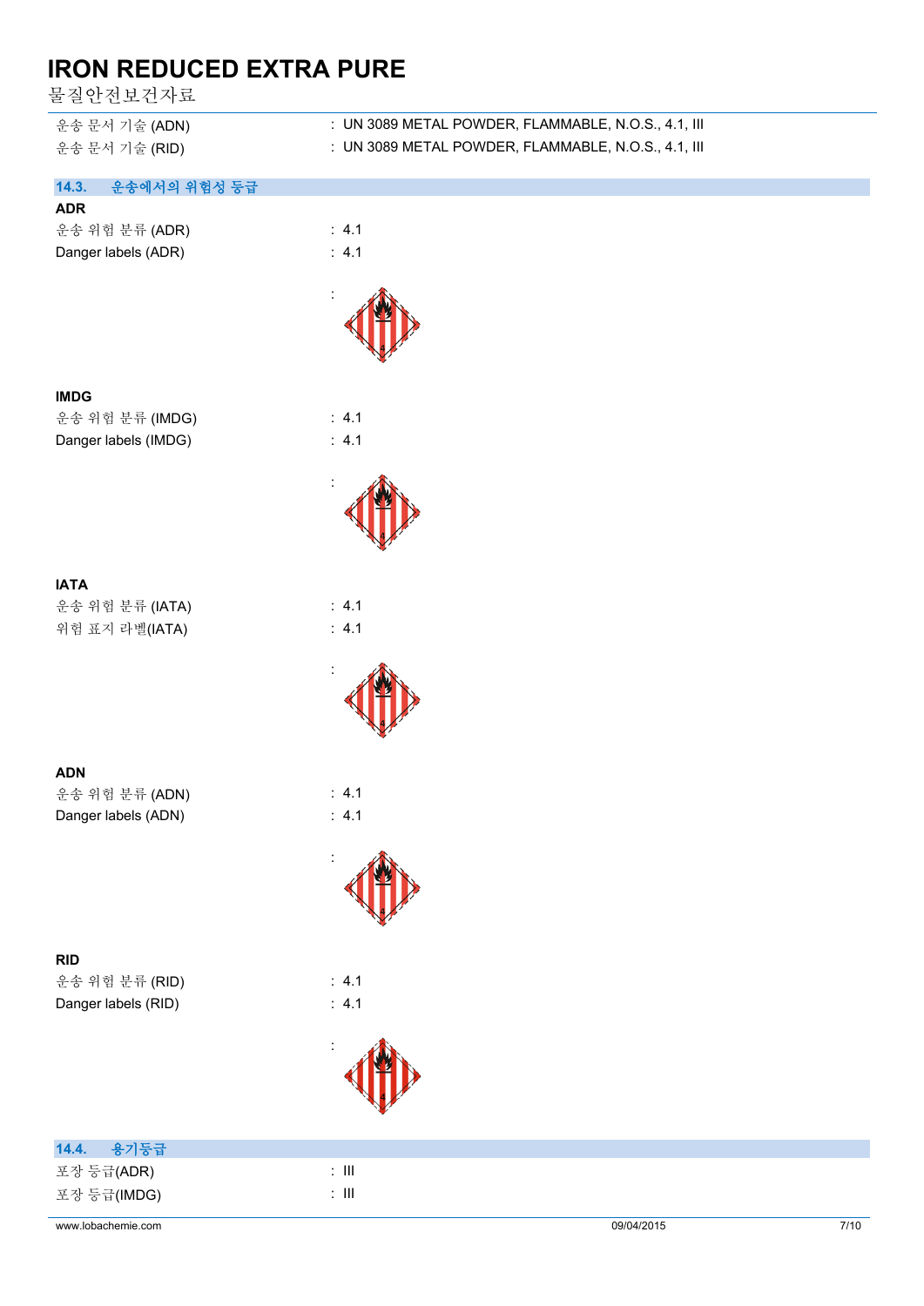| | |
|---|---|
| 운송 문서 기술 (ADN) | : UN 3089 METAL POWDER, FLAMMABLE, N.O.S., 4.1, III |
| 운송 문서 기술 (RID) | : UN 3089 METAL POWDER, FLAMMABLE, N.O.S., 4.1, III |

## 14.3. 운송에서의 위험성 등급

**ADR**

| | |
|---|---|
| 운송 위험 분류 (ADR) | : 4.1 |
| Danger labels (ADR) | : 4.1 |
| | : |

**IMDG**

| | |
|---|---|
| 운송 위험 분류 (IMDG) | : 4.1 |
| Danger labels (IMDG) | : 4.1 |
| | : |

**IATA**

| | |
|---|---|
| 운송 위험 분류 (IATA) | : 4.1 |
| 위험 표지 라벨(IATA) | : 4.1 |
| | : |

**ADN**

| | |
|---|---|
| 운송 위험 분류 (ADN) | : 4.1 |
| Danger labels (ADN) | : 4.1 |
| | : |

**RID**

| | |
|---|---|
| 운송 위험 분류 (RID) | : 4.1 |
| Danger labels (RID) | : 4.1 |
| | : |

## 14.4. 용기등급

| | |
|---|---|
| 포장 등급(ADR) | : III |
| 포장 등급(IMDG) | : III |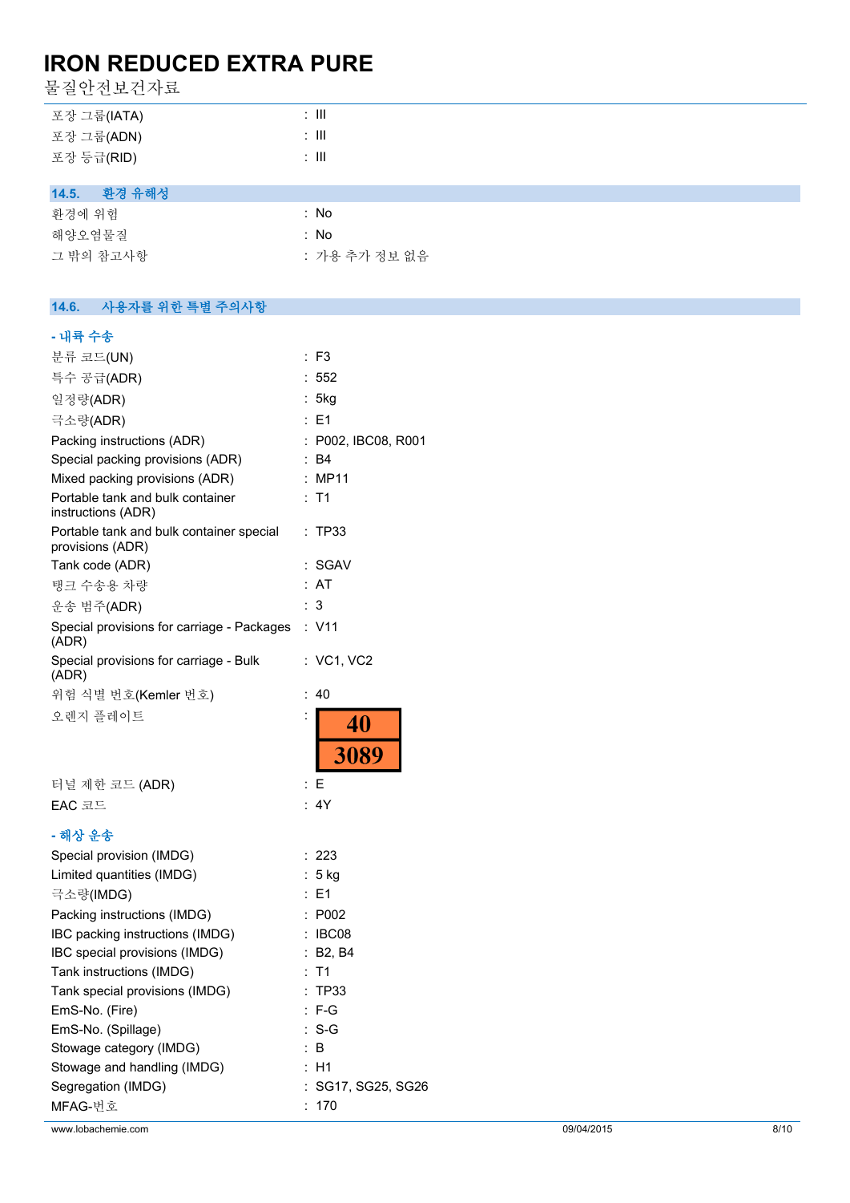| | |
|---|---|
| 포장 그룹(IATA) | : III |
| 포장 그룹(ADN) | : III |
| 포장 등급(RID) | : III |

### 14.5. 환경 유해성

| | |
|---|---|
| 환경에 위험 | : No |
| 해양오염물질 | : No |
| 그 밖의 참고사항 | : 가용 추가 정보 없음 |

### 14.6. 사용자를 위한 특별 주의사항

**- 내륙 수송**

| | |
|---|---|
| 분류 코드(UN) | : F3 |
| 특수 공급(ADR) | : 552 |
| 일정량(ADR) | : 5kg |
| 극소량(ADR) | : E1 |
| Packing instructions (ADR) | : P002, IBC08, R001 |
| Special packing provisions (ADR) | : B4 |
| Mixed packing provisions (ADR) | : MP11 |
| Portable tank and bulk container instructions (ADR) | : T1 |
| Portable tank and bulk container special provisions (ADR) | : TP33 |
| Tank code (ADR) | : SGAV |
| 탱크 수송용 차량 | : AT |
| 운송 범주(ADR) | : 3 |
| Special provisions for carriage - Packages (ADR) | : V11 |
| Special provisions for carriage - Bulk (ADR) | : VC1, VC2 |
| 위험 식별 번호(Kemler 번호) | : 40 |
| 오렌지 플레이트 | : 40 / 3089 |
| 터널 제한 코드 (ADR) | : E |
| EAC 코드 | : 4Y |

**- 해상 운송**

| | |
|---|---|
| Special provision (IMDG) | : 223 |
| Limited quantities (IMDG) | : 5 kg |
| 극소량(IMDG) | : E1 |
| Packing instructions (IMDG) | : P002 |
| IBC packing instructions (IMDG) | : IBC08 |
| IBC special provisions (IMDG) | : B2, B4 |
| Tank instructions (IMDG) | : T1 |
| Tank special provisions (IMDG) | : TP33 |
| EmS-No. (Fire) | : F-G |
| EmS-No. (Spillage) | : S-G |
| Stowage category (IMDG) | : B |
| Stowage and handling (IMDG) | : H1 |
| Segregation (IMDG) | : SG17, SG25, SG26 |
| MFAG-번호 | : 170 |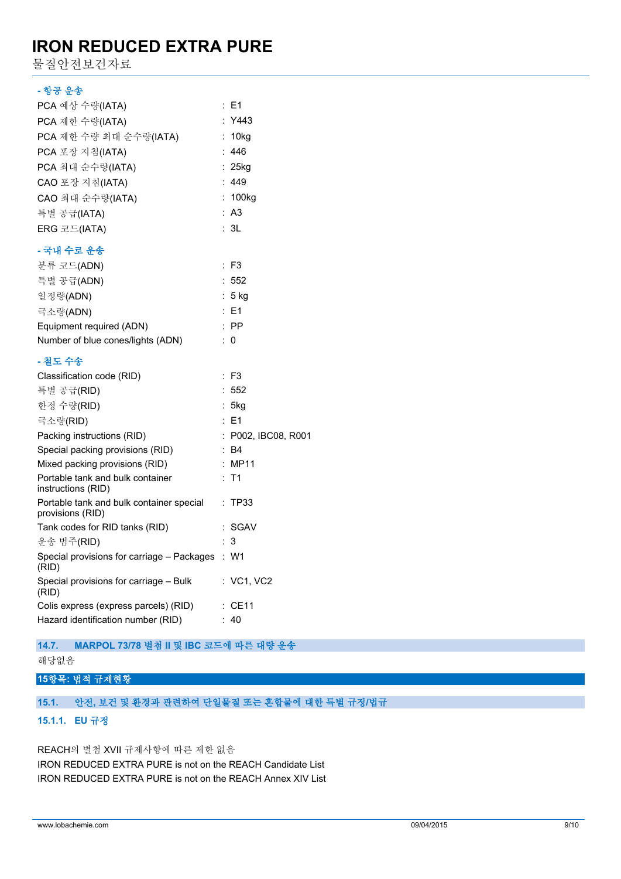**- 항공 운송**

| | |
|---|---|
| PCA 예상 수량(IATA) | : E1 |
| PCA 제한 수량(IATA) | : Y443 |
| PCA 제한 수량 최대 순수량(IATA) | : 10kg |
| PCA 포장 지침(IATA) | : 446 |
| PCA 최대 순수량(IATA) | : 25kg |
| CAO 포장 지침(IATA) | : 449 |
| CAO 최대 순수량(IATA) | : 100kg |
| 특별 공급(IATA) | : A3 |
| ERG 코드(IATA) | : 3L |

**- 국내 수로 운송**

| | |
|---|---|
| 분류 코드(ADN) | : F3 |
| 특별 공급(ADN) | : 552 |
| 일정량(ADN) | : 5 kg |
| 극소량(ADN) | : E1 |
| Equipment required (ADN) | : PP |
| Number of blue cones/lights (ADN) | : 0 |

**- 철도 수송**

| | |
|---|---|
| Classification code (RID) | : F3 |
| 특별 공급(RID) | : 552 |
| 한정 수량(RID) | : 5kg |
| 극소량(RID) | : E1 |
| Packing instructions (RID) | : P002, IBC08, R001 |
| Special packing provisions (RID) | : B4 |
| Mixed packing provisions (RID) | : MP11 |
| Portable tank and bulk container instructions (RID) | : T1 |
| Portable tank and bulk container special provisions (RID) | : TP33 |
| Tank codes for RID tanks (RID) | : SGAV |
| 운송 범주(RID) | : 3 |
| Special provisions for carriage – Packages (RID) | : W1 |
| Special provisions for carriage – Bulk (RID) | : VC1, VC2 |
| Colis express (express parcels) (RID) | : CE11 |
| Hazard identification number (RID) | : 40 |

### 14.7. MARPOL 73/78 별첨 II 및 IBC 코드에 따른 대량 운송

해당없음

## 15항목: 법적 규제현황

### 15.1. 안전, 보건 및 환경과 관련하여 단일물질 또는 혼합물에 대한 특별 규정/법규

#### 15.1.1. EU 규정

REACH의 별첨 XVII 규제사항에 따른 제한 없음

IRON REDUCED EXTRA PURE is not on the REACH Candidate List

IRON REDUCED EXTRA PURE is not on the REACH Annex XIV List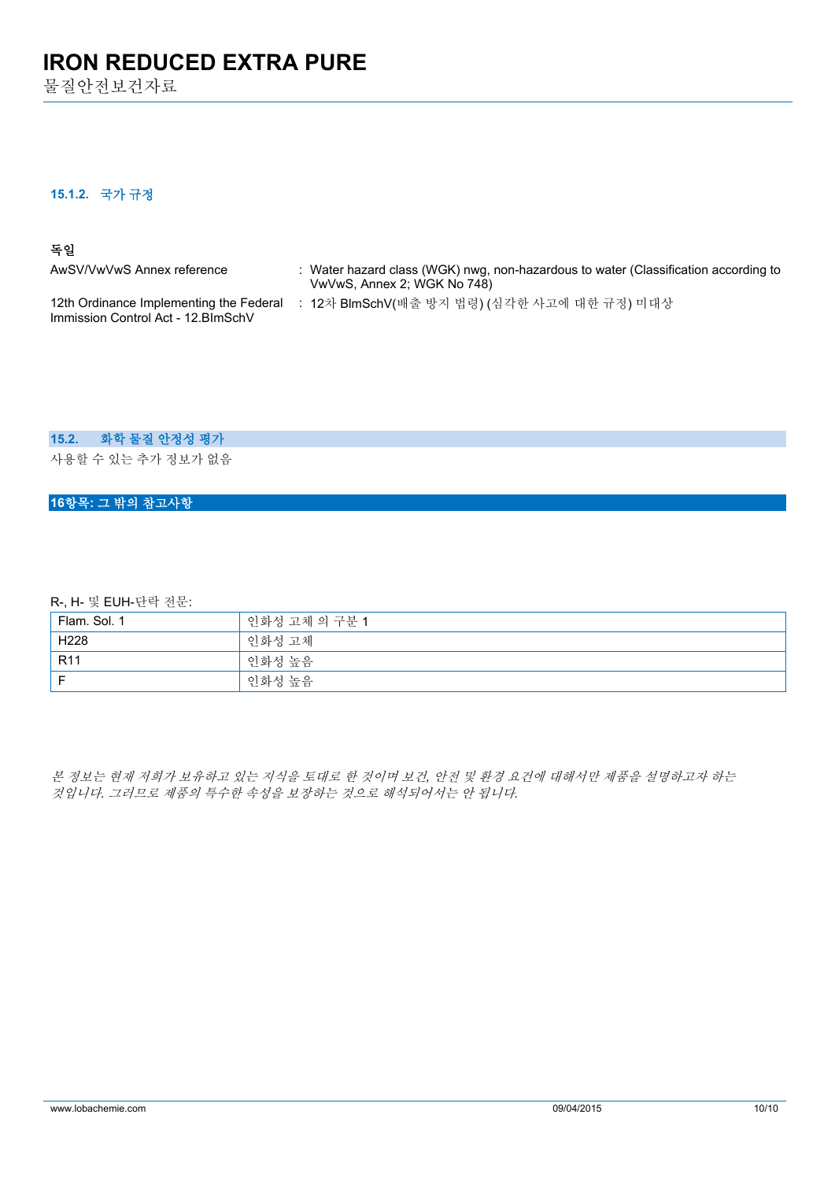#### 15.1.2. 국가 규정

**독일**

AwSV/VwVwS Annex reference : Water hazard class (WGK) nwg, non-hazardous to water (Classification according to VwVwS, Annex 2; WGK No 748)

12th Ordinance Implementing the Federal Immission Control Act - 12.BImSchV : 12차 BImSchV(배출 방지 법령) (심각한 사고에 대한 규정) 미대상

### 15.2. 화학 물질 안정성 평가

사용할 수 있는 추가 정보가 없음

## 16항목: 그 밖의 참고사항

R-, H- 및 EUH-단락 전문:

| | |
|---|---|
| Flam. Sol. 1 | 인화성 고체 의 구분 1 |
| H228 | 인화성 고체 |
| R11 | 인화성 높음 |
| F | 인화성 높음 |

*본 정보는 현재 저희가 보유하고 있는 지식을 토대로 한 것이며 보건, 안전 및 환경 요건에 대해서만 제품을 설명하고자 하는 것입니다. 그러므로 제품의 특수한 속성을 보장하는 것으로 해석되어서는 안 됩니다.*